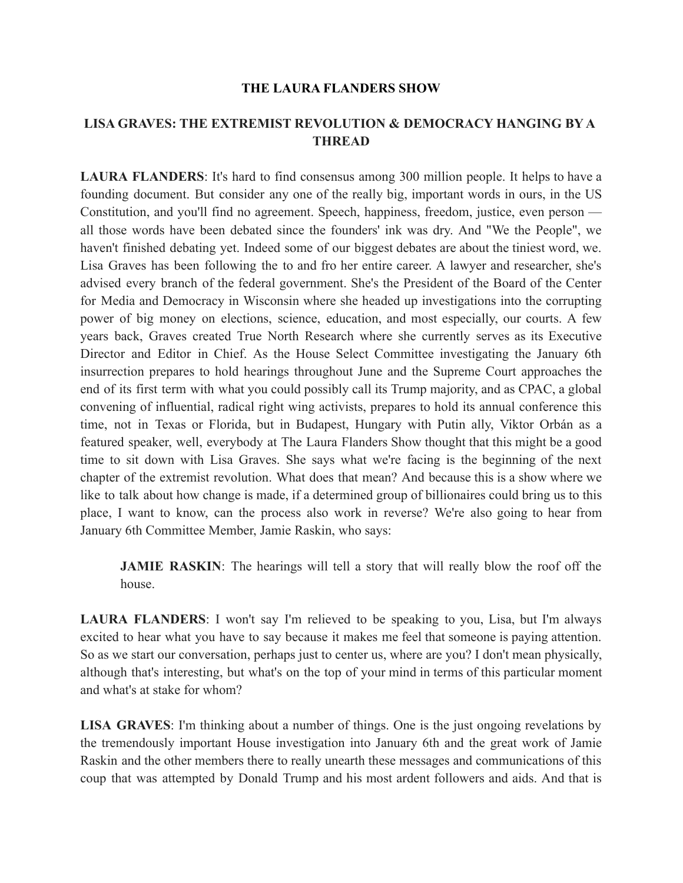# THE LAURA FLANDERS SHOW

## LISA GRAVES: THE EXTREMIST REVOLUTION & DEMOCRACY HANGING BY A THREAD

**LAURA FLANDERS**: It's hard to find consensus among 300 million people. It helps to have a founding document. But consider any one of the really big, important words in ours, in the US Constitution, and you'll find no agreement. Speech, happiness, freedom, justice, even person — all those words have been debated since the founders' ink was dry. And "We the People", we haven't finished debating yet. Indeed some of our biggest debates are about the tiniest word, we. Lisa Graves has been following the to and fro her entire career. A lawyer and researcher, she's advised every branch of the federal government. She's the President of the Board of the Center for Media and Democracy in Wisconsin where she headed up investigations into the corrupting power of big money on elections, science, education, and most especially, our courts. A few years back, Graves created True North Research where she currently serves as its Executive Director and Editor in Chief. As the House Select Committee investigating the January 6th insurrection prepares to hold hearings throughout June and the Supreme Court approaches the end of its first term with what you could possibly call its Trump majority, and as CPAC, a global convening of influential, radical right wing activists, prepares to hold its annual conference this time, not in Texas or Florida, but in Budapest, Hungary with Putin ally, Viktor Orbán as a featured speaker, well, everybody at The Laura Flanders Show thought that this might be a good time to sit down with Lisa Graves. She says what we're facing is the beginning of the next chapter of the extremist revolution. What does that mean? And because this is a show where we like to talk about how change is made, if a determined group of billionaires could bring us to this place, I want to know, can the process also work in reverse? We're also going to hear from January 6th Committee Member, Jamie Raskin, who says:

> **JAMIE RASKIN**: The hearings will tell a story that will really blow the roof off the house.

**LAURA FLANDERS**: I won't say I'm relieved to be speaking to you, Lisa, but I'm always excited to hear what you have to say because it makes me feel that someone is paying attention. So as we start our conversation, perhaps just to center us, where are you? I don't mean physically, although that's interesting, but what's on the top of your mind in terms of this particular moment and what's at stake for whom?

**LISA GRAVES**: I'm thinking about a number of things. One is the just ongoing revelations by the tremendously important House investigation into January 6th and the great work of Jamie Raskin and the other members there to really unearth these messages and communications of this coup that was attempted by Donald Trump and his most ardent followers and aids. And that is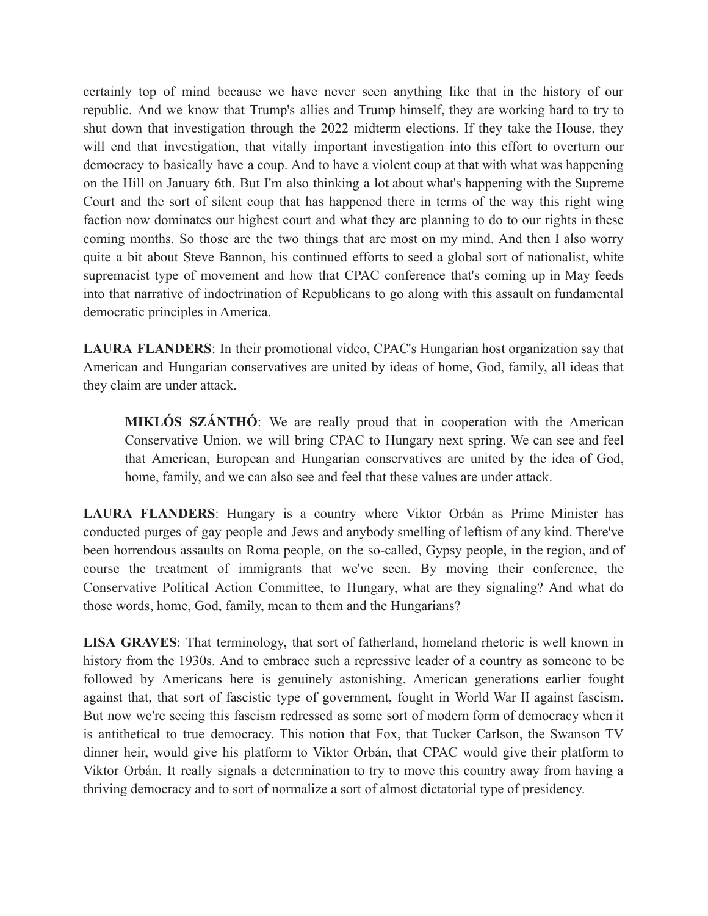certainly top of mind because we have never seen anything like that in the history of our republic. And we know that Trump's allies and Trump himself, they are working hard to try to shut down that investigation through the 2022 midterm elections. If they take the House, they will end that investigation, that vitally important investigation into this effort to overturn our democracy to basically have a coup. And to have a violent coup at that with what was happening on the Hill on January 6th. But I'm also thinking a lot about what's happening with the Supreme Court and the sort of silent coup that has happened there in terms of the way this right wing faction now dominates our highest court and what they are planning to do to our rights in these coming months. So those are the two things that are most on my mind. And then I also worry quite a bit about Steve Bannon, his continued efforts to seed a global sort of nationalist, white supremacist type of movement and how that CPAC conference that's coming up in May feeds into that narrative of indoctrination of Republicans to go along with this assault on fundamental democratic principles in America.

**LAURA FLANDERS**: In their promotional video, CPAC's Hungarian host organization say that American and Hungarian conservatives are united by ideas of home, God, family, all ideas that they claim are under attack.

> **MIKLÓS SZÁNTHÓ**: We are really proud that in cooperation with the American Conservative Union, we will bring CPAC to Hungary next spring. We can see and feel that American, European and Hungarian conservatives are united by the idea of God, home, family, and we can also see and feel that these values are under attack.

**LAURA FLANDERS**: Hungary is a country where Viktor Orbán as Prime Minister has conducted purges of gay people and Jews and anybody smelling of leftism of any kind. There've been horrendous assaults on Roma people, on the so-called, Gypsy people, in the region, and of course the treatment of immigrants that we've seen. By moving their conference, the Conservative Political Action Committee, to Hungary, what are they signaling? And what do those words, home, God, family, mean to them and the Hungarians?

**LISA GRAVES**: That terminology, that sort of fatherland, homeland rhetoric is well known in history from the 1930s. And to embrace such a repressive leader of a country as someone to be followed by Americans here is genuinely astonishing. American generations earlier fought against that, that sort of fascistic type of government, fought in World War II against fascism. But now we're seeing this fascism redressed as some sort of modern form of democracy when it is antithetical to true democracy. This notion that Fox, that Tucker Carlson, the Swanson TV dinner heir, would give his platform to Viktor Orbán, that CPAC would give their platform to Viktor Orbán. It really signals a determination to try to move this country away from having a thriving democracy and to sort of normalize a sort of almost dictatorial type of presidency.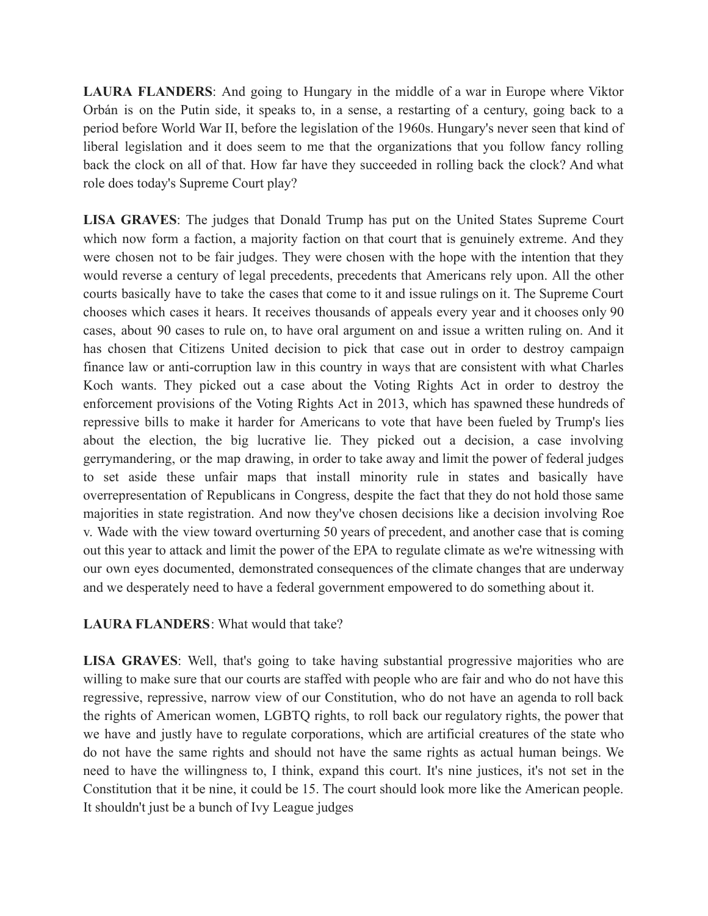**LAURA FLANDERS**: And going to Hungary in the middle of a war in Europe where Viktor Orbán is on the Putin side, it speaks to, in a sense, a restarting of a century, going back to a period before World War II, before the legislation of the 1960s. Hungary's never seen that kind of liberal legislation and it does seem to me that the organizations that you follow fancy rolling back the clock on all of that. How far have they succeeded in rolling back the clock? And what role does today's Supreme Court play?

**LISA GRAVES**: The judges that Donald Trump has put on the United States Supreme Court which now form a faction, a majority faction on that court that is genuinely extreme. And they were chosen not to be fair judges. They were chosen with the hope with the intention that they would reverse a century of legal precedents, precedents that Americans rely upon. All the other courts basically have to take the cases that come to it and issue rulings on it. The Supreme Court chooses which cases it hears. It receives thousands of appeals every year and it chooses only 90 cases, about 90 cases to rule on, to have oral argument on and issue a written ruling on. And it has chosen that Citizens United decision to pick that case out in order to destroy campaign finance law or anti-corruption law in this country in ways that are consistent with what Charles Koch wants. They picked out a case about the Voting Rights Act in order to destroy the enforcement provisions of the Voting Rights Act in 2013, which has spawned these hundreds of repressive bills to make it harder for Americans to vote that have been fueled by Trump's lies about the election, the big lucrative lie. They picked out a decision, a case involving gerrymandering, or the map drawing, in order to take away and limit the power of federal judges to set aside these unfair maps that install minority rule in states and basically have overrepresentation of Republicans in Congress, despite the fact that they do not hold those same majorities in state registration. And now they've chosen decisions like a decision involving Roe v. Wade with the view toward overturning 50 years of precedent, and another case that is coming out this year to attack and limit the power of the EPA to regulate climate as we're witnessing with our own eyes documented, demonstrated consequences of the climate changes that are underway and we desperately need to have a federal government empowered to do something about it.

**LAURA FLANDERS**: What would that take?

**LISA GRAVES**: Well, that's going to take having substantial progressive majorities who are willing to make sure that our courts are staffed with people who are fair and who do not have this regressive, repressive, narrow view of our Constitution, who do not have an agenda to roll back the rights of American women, LGBTQ rights, to roll back our regulatory rights, the power that we have and justly have to regulate corporations, which are artificial creatures of the state who do not have the same rights and should not have the same rights as actual human beings. We need to have the willingness to, I think, expand this court. It's nine justices, it's not set in the Constitution that it be nine, it could be 15. The court should look more like the American people. It shouldn't just be a bunch of Ivy League judges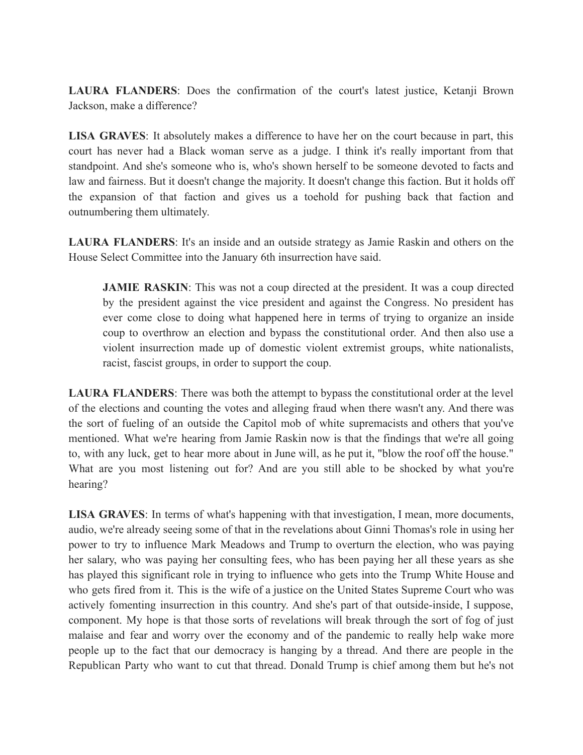**LAURA FLANDERS**: Does the confirmation of the court's latest justice, Ketanji Brown Jackson, make a difference?

**LISA GRAVES**: It absolutely makes a difference to have her on the court because in part, this court has never had a Black woman serve as a judge. I think it's really important from that standpoint. And she's someone who is, who's shown herself to be someone devoted to facts and law and fairness. But it doesn't change the majority. It doesn't change this faction. But it holds off the expansion of that faction and gives us a toehold for pushing back that faction and outnumbering them ultimately.

**LAURA FLANDERS**: It's an inside and an outside strategy as Jamie Raskin and others on the House Select Committee into the January 6th insurrection have said.

> **JAMIE RASKIN**: This was not a coup directed at the president. It was a coup directed by the president against the vice president and against the Congress. No president has ever come close to doing what happened here in terms of trying to organize an inside coup to overthrow an election and bypass the constitutional order. And then also use a violent insurrection made up of domestic violent extremist groups, white nationalists, racist, fascist groups, in order to support the coup.

**LAURA FLANDERS**: There was both the attempt to bypass the constitutional order at the level of the elections and counting the votes and alleging fraud when there wasn't any. And there was the sort of fueling of an outside the Capitol mob of white supremacists and others that you've mentioned. What we're hearing from Jamie Raskin now is that the findings that we're all going to, with any luck, get to hear more about in June will, as he put it, "blow the roof off the house." What are you most listening out for? And are you still able to be shocked by what you're hearing?

**LISA GRAVES**: In terms of what's happening with that investigation, I mean, more documents, audio, we're already seeing some of that in the revelations about Ginni Thomas's role in using her power to try to influence Mark Meadows and Trump to overturn the election, who was paying her salary, who was paying her consulting fees, who has been paying her all these years as she has played this significant role in trying to influence who gets into the Trump White House and who gets fired from it. This is the wife of a justice on the United States Supreme Court who was actively fomenting insurrection in this country. And she's part of that outside-inside, I suppose, component. My hope is that those sorts of revelations will break through the sort of fog of just malaise and fear and worry over the economy and of the pandemic to really help wake more people up to the fact that our democracy is hanging by a thread. And there are people in the Republican Party who want to cut that thread. Donald Trump is chief among them but he's not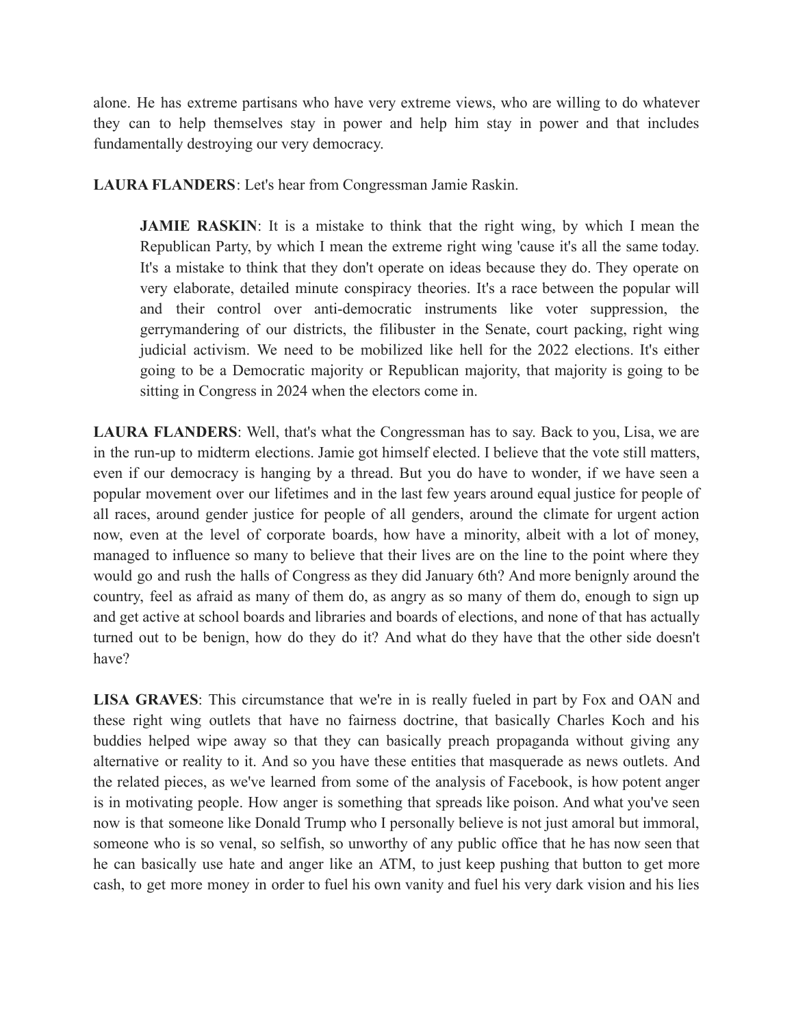alone. He has extreme partisans who have very extreme views, who are willing to do whatever they can to help themselves stay in power and help him stay in power and that includes fundamentally destroying our very democracy.

**LAURA FLANDERS**: Let's hear from Congressman Jamie Raskin.

> **JAMIE RASKIN**: It is a mistake to think that the right wing, by which I mean the Republican Party, by which I mean the extreme right wing 'cause it's all the same today. It's a mistake to think that they don't operate on ideas because they do. They operate on very elaborate, detailed minute conspiracy theories. It's a race between the popular will and their control over anti-democratic instruments like voter suppression, the gerrymandering of our districts, the filibuster in the Senate, court packing, right wing judicial activism. We need to be mobilized like hell for the 2022 elections. It's either going to be a Democratic majority or Republican majority, that majority is going to be sitting in Congress in 2024 when the electors come in.

**LAURA FLANDERS**: Well, that's what the Congressman has to say. Back to you, Lisa, we are in the run-up to midterm elections. Jamie got himself elected. I believe that the vote still matters, even if our democracy is hanging by a thread. But you do have to wonder, if we have seen a popular movement over our lifetimes and in the last few years around equal justice for people of all races, around gender justice for people of all genders, around the climate for urgent action now, even at the level of corporate boards, how have a minority, albeit with a lot of money, managed to influence so many to believe that their lives are on the line to the point where they would go and rush the halls of Congress as they did January 6th? And more benignly around the country, feel as afraid as many of them do, as angry as so many of them do, enough to sign up and get active at school boards and libraries and boards of elections, and none of that has actually turned out to be benign, how do they do it? And what do they have that the other side doesn't have?

**LISA GRAVES**: This circumstance that we're in is really fueled in part by Fox and OAN and these right wing outlets that have no fairness doctrine, that basically Charles Koch and his buddies helped wipe away so that they can basically preach propaganda without giving any alternative or reality to it. And so you have these entities that masquerade as news outlets. And the related pieces, as we've learned from some of the analysis of Facebook, is how potent anger is in motivating people. How anger is something that spreads like poison. And what you've seen now is that someone like Donald Trump who I personally believe is not just amoral but immoral, someone who is so venal, so selfish, so unworthy of any public office that he has now seen that he can basically use hate and anger like an ATM, to just keep pushing that button to get more cash, to get more money in order to fuel his own vanity and fuel his very dark vision and his lies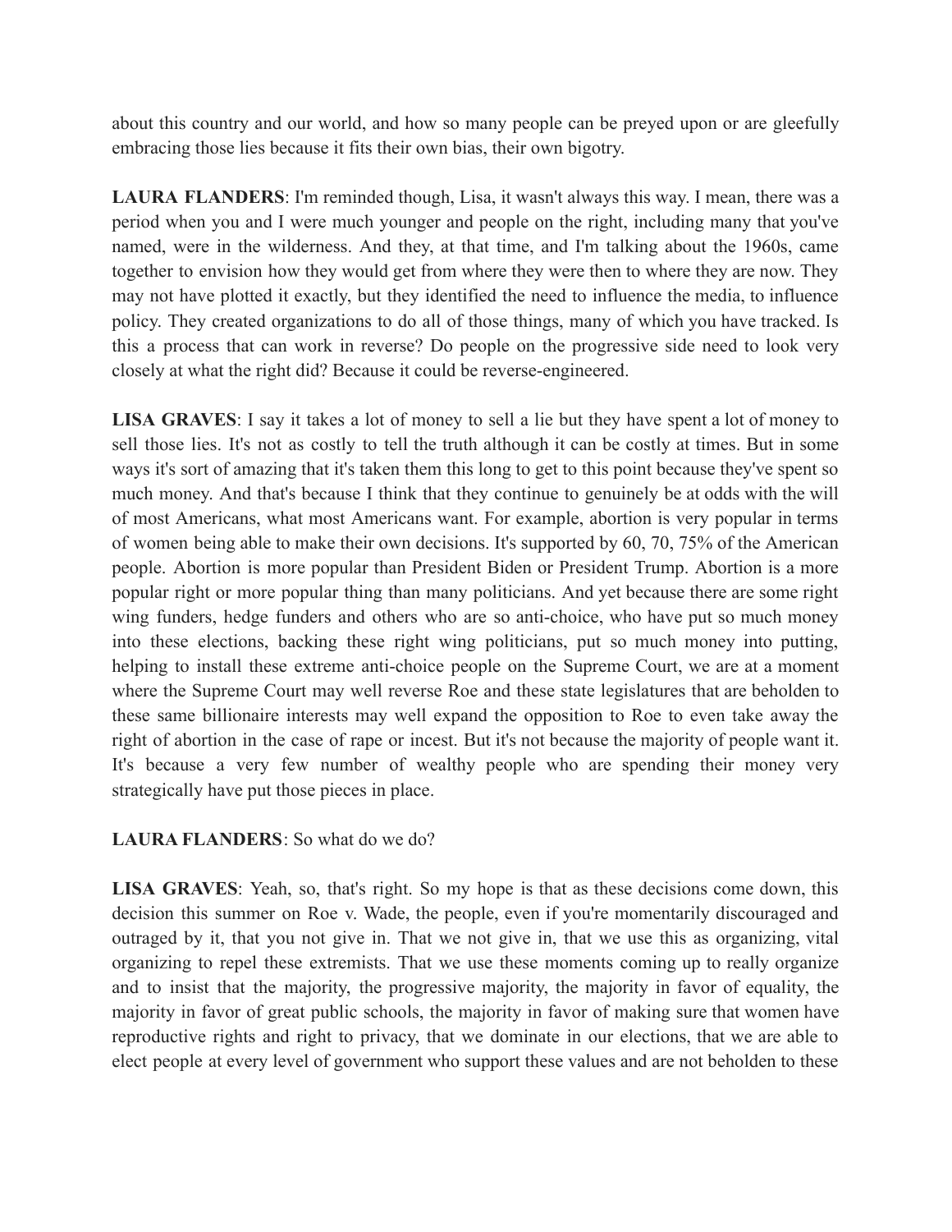about this country and our world, and how so many people can be preyed upon or are gleefully embracing those lies because it fits their own bias, their own bigotry.

**LAURA FLANDERS**: I'm reminded though, Lisa, it wasn't always this way. I mean, there was a period when you and I were much younger and people on the right, including many that you've named, were in the wilderness. And they, at that time, and I'm talking about the 1960s, came together to envision how they would get from where they were then to where they are now. They may not have plotted it exactly, but they identified the need to influence the media, to influence policy. They created organizations to do all of those things, many of which you have tracked. Is this a process that can work in reverse? Do people on the progressive side need to look very closely at what the right did? Because it could be reverse-engineered.

**LISA GRAVES**: I say it takes a lot of money to sell a lie but they have spent a lot of money to sell those lies. It's not as costly to tell the truth although it can be costly at times. But in some ways it's sort of amazing that it's taken them this long to get to this point because they've spent so much money. And that's because I think that they continue to genuinely be at odds with the will of most Americans, what most Americans want. For example, abortion is very popular in terms of women being able to make their own decisions. It's supported by 60, 70, 75% of the American people. Abortion is more popular than President Biden or President Trump. Abortion is a more popular right or more popular thing than many politicians. And yet because there are some right wing funders, hedge funders and others who are so anti-choice, who have put so much money into these elections, backing these right wing politicians, put so much money into putting, helping to install these extreme anti-choice people on the Supreme Court, we are at a moment where the Supreme Court may well reverse Roe and these state legislatures that are beholden to these same billionaire interests may well expand the opposition to Roe to even take away the right of abortion in the case of rape or incest. But it's not because the majority of people want it. It's because a very few number of wealthy people who are spending their money very strategically have put those pieces in place.

**LAURA FLANDERS**: So what do we do?

**LISA GRAVES**: Yeah, so, that's right. So my hope is that as these decisions come down, this decision this summer on Roe v. Wade, the people, even if you're momentarily discouraged and outraged by it, that you not give in. That we not give in, that we use this as organizing, vital organizing to repel these extremists. That we use these moments coming up to really organize and to insist that the majority, the progressive majority, the majority in favor of equality, the majority in favor of great public schools, the majority in favor of making sure that women have reproductive rights and right to privacy, that we dominate in our elections, that we are able to elect people at every level of government who support these values and are not beholden to these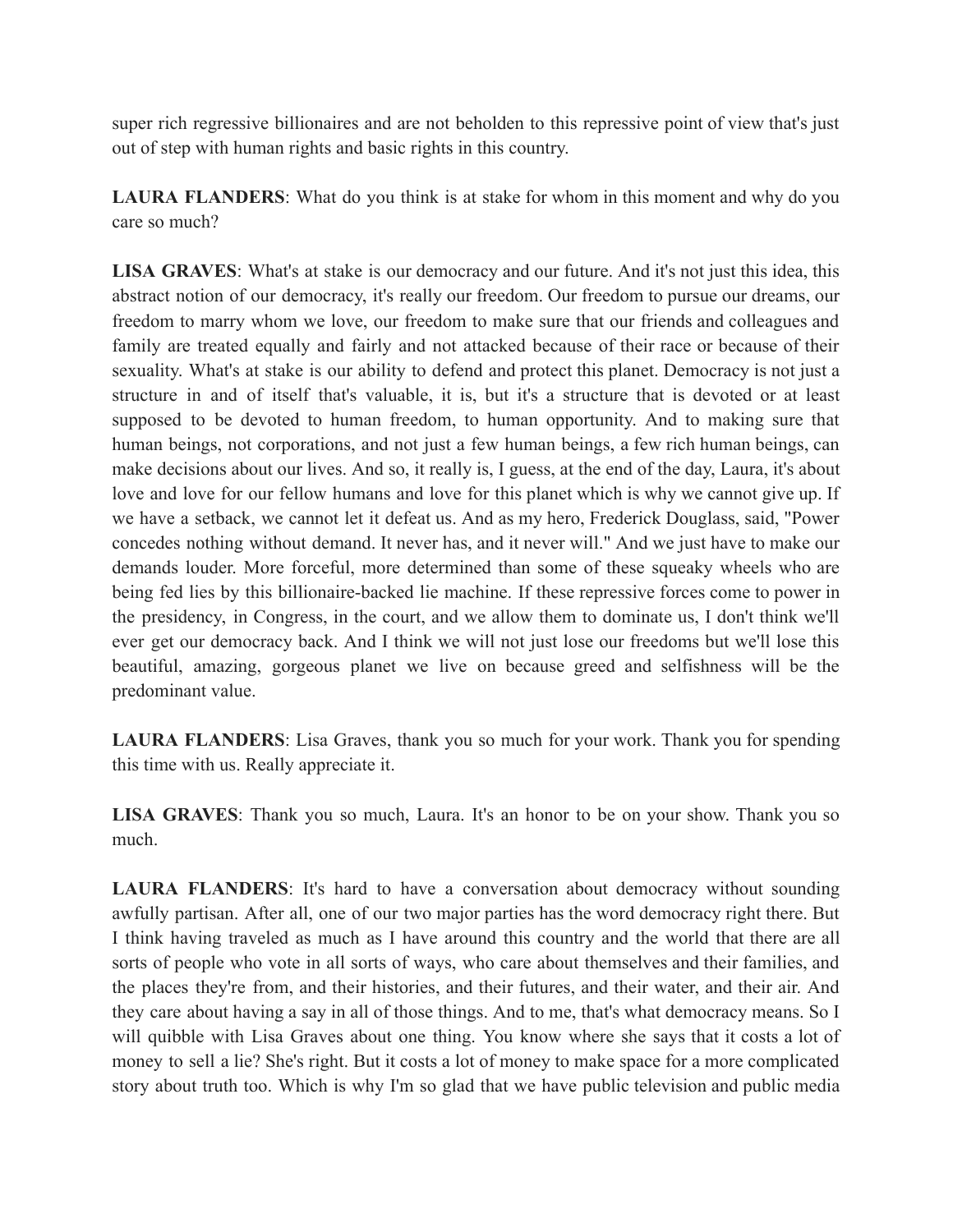super rich regressive billionaires and are not beholden to this repressive point of view that's just out of step with human rights and basic rights in this country.

**LAURA FLANDERS**: What do you think is at stake for whom in this moment and why do you care so much?

**LISA GRAVES**: What's at stake is our democracy and our future. And it's not just this idea, this abstract notion of our democracy, it's really our freedom. Our freedom to pursue our dreams, our freedom to marry whom we love, our freedom to make sure that our friends and colleagues and family are treated equally and fairly and not attacked because of their race or because of their sexuality. What's at stake is our ability to defend and protect this planet. Democracy is not just a structure in and of itself that's valuable, it is, but it's a structure that is devoted or at least supposed to be devoted to human freedom, to human opportunity. And to making sure that human beings, not corporations, and not just a few human beings, a few rich human beings, can make decisions about our lives. And so, it really is, I guess, at the end of the day, Laura, it's about love and love for our fellow humans and love for this planet which is why we cannot give up. If we have a setback, we cannot let it defeat us. And as my hero, Frederick Douglass, said, "Power concedes nothing without demand. It never has, and it never will." And we just have to make our demands louder. More forceful, more determined than some of these squeaky wheels who are being fed lies by this billionaire-backed lie machine. If these repressive forces come to power in the presidency, in Congress, in the court, and we allow them to dominate us, I don't think we'll ever get our democracy back. And I think we will not just lose our freedoms but we'll lose this beautiful, amazing, gorgeous planet we live on because greed and selfishness will be the predominant value.

**LAURA FLANDERS**: Lisa Graves, thank you so much for your work. Thank you for spending this time with us. Really appreciate it.

**LISA GRAVES**: Thank you so much, Laura. It's an honor to be on your show. Thank you so much.

**LAURA FLANDERS**: It's hard to have a conversation about democracy without sounding awfully partisan. After all, one of our two major parties has the word democracy right there. But I think having traveled as much as I have around this country and the world that there are all sorts of people who vote in all sorts of ways, who care about themselves and their families, and the places they're from, and their histories, and their futures, and their water, and their air. And they care about having a say in all of those things. And to me, that's what democracy means. So I will quibble with Lisa Graves about one thing. You know where she says that it costs a lot of money to sell a lie? She's right. But it costs a lot of money to make space for a more complicated story about truth too. Which is why I'm so glad that we have public television and public media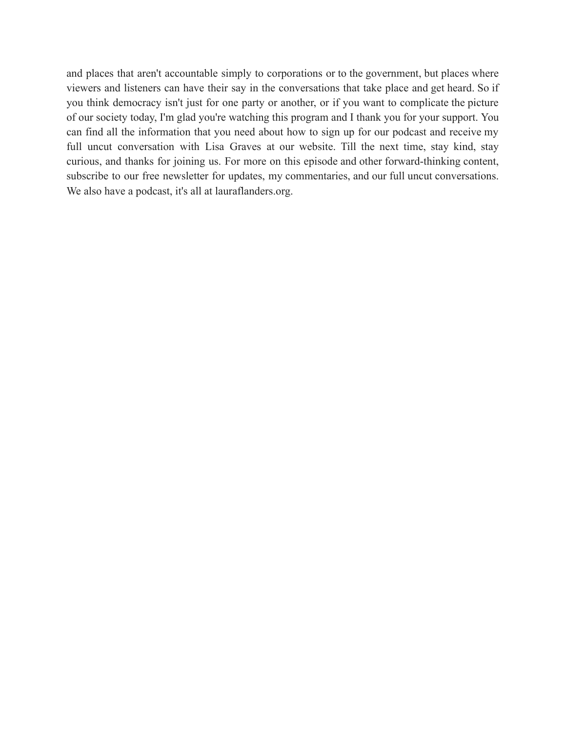and places that aren't accountable simply to corporations or to the government, but places where viewers and listeners can have their say in the conversations that take place and get heard. So if you think democracy isn't just for one party or another, or if you want to complicate the picture of our society today, I'm glad you're watching this program and I thank you for your support. You can find all the information that you need about how to sign up for our podcast and receive my full uncut conversation with Lisa Graves at our website. Till the next time, stay kind, stay curious, and thanks for joining us. For more on this episode and other forward-thinking content, subscribe to our free newsletter for updates, my commentaries, and our full uncut conversations. We also have a podcast, it's all at lauraflanders.org.